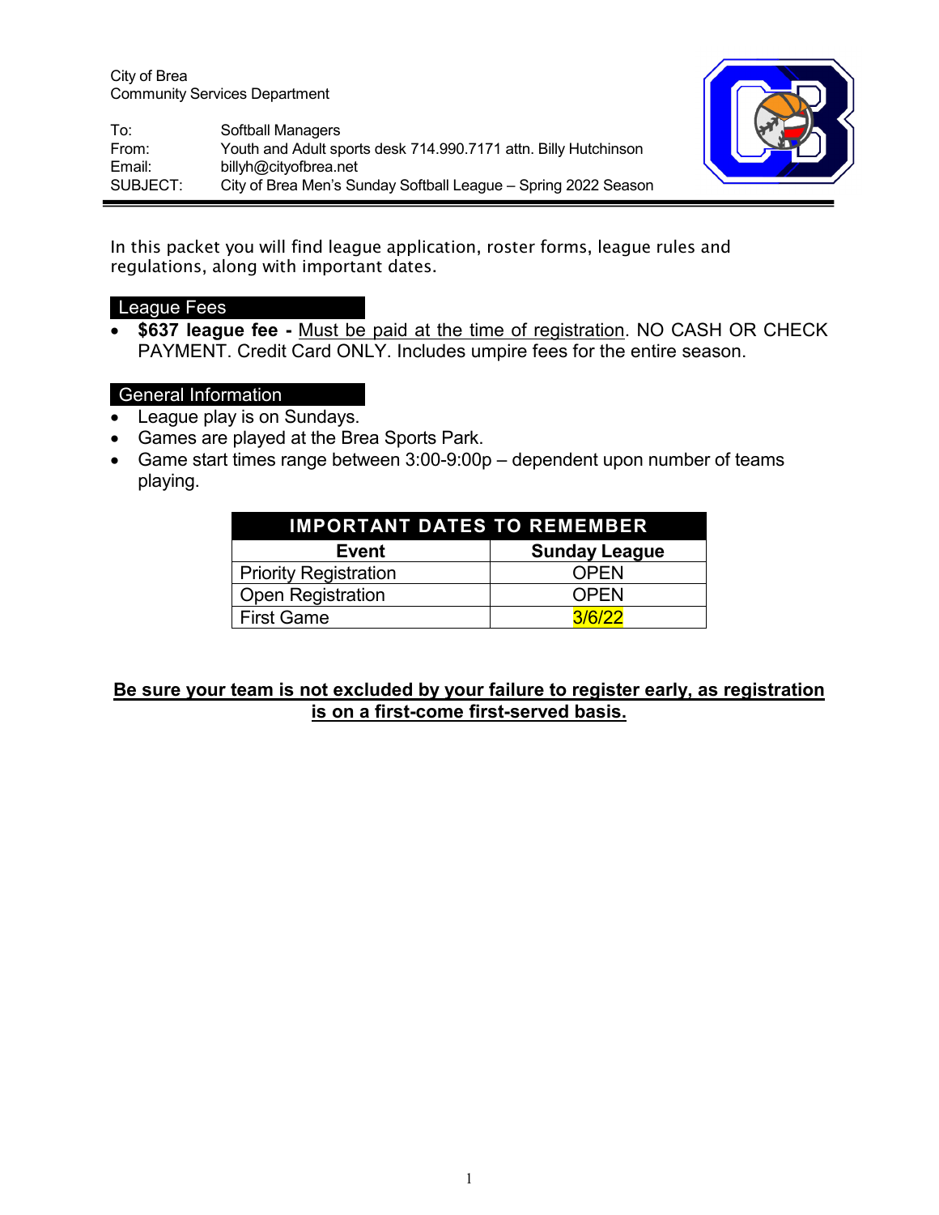City of Brea
Community Services Department

| | |
|---|---|
| To: | Softball Managers |
| From: | Youth and Adult sports desk 714.990.7171 attn. Billy Hutchinson |
| Email: | billyh@cityofbrea.net |
| SUBJECT: | City of Brea Men's Sunday Softball League – Spring 2022 Season |

---

In this packet you will find league application, roster forms, league rules and regulations, along with important dates.

## League Fees

- **$637 league fee -** Must be paid at the time of registration. NO CASH OR CHECK PAYMENT. Credit Card ONLY. Includes umpire fees for the entire season.

## General Information

- League play is on Sundays.
- Games are played at the Brea Sports Park.
- Game start times range between 3:00-9:00p – dependent upon number of teams playing.

| IMPORTANT DATES TO REMEMBER | |
|---|---|
| **Event** | **Sunday League** |
| Priority Registration | OPEN |
| Open Registration | OPEN |
| First Game | 3/6/22 |

**Be sure your team is not excluded by your failure to register early, as registration is on a first-come first-served basis.**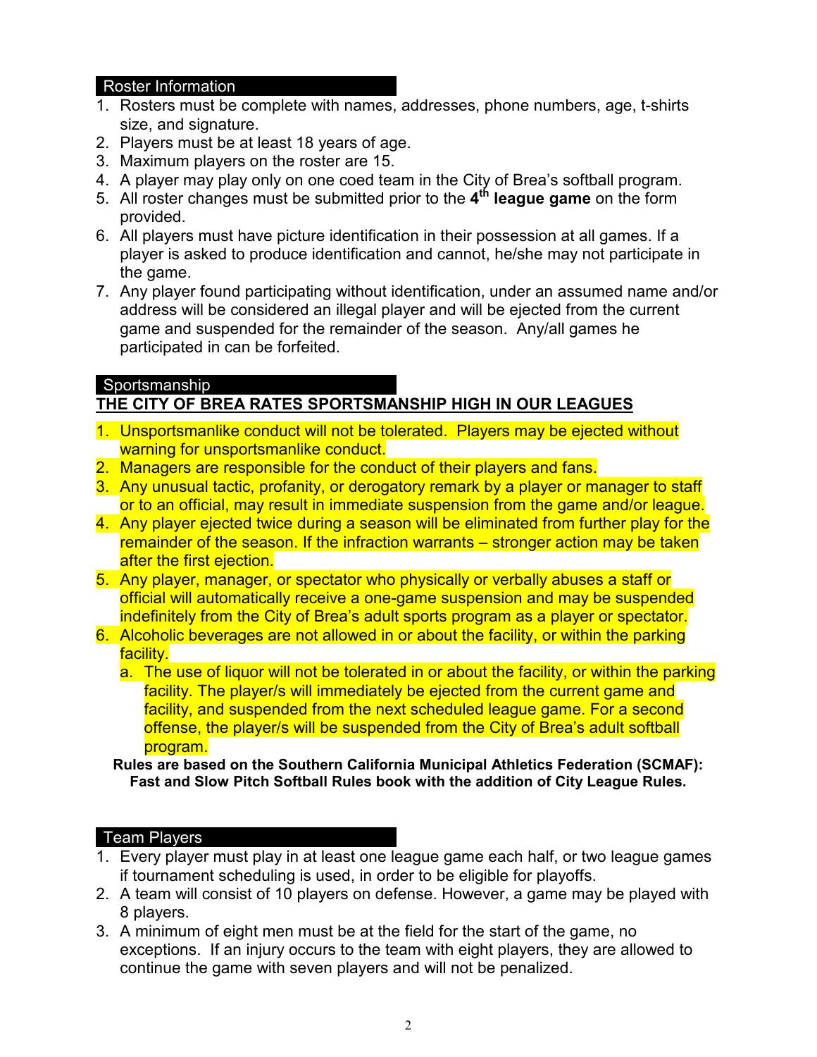## Roster Information

1. Rosters must be complete with names, addresses, phone numbers, age, t-shirts size, and signature.
2. Players must be at least 18 years of age.
3. Maximum players on the roster are 15.
4. A player may play only on one coed team in the City of Brea's softball program.
5. All roster changes must be submitted prior to the **4th league game** on the form provided.
6. All players must have picture identification in their possession at all games. If a player is asked to produce identification and cannot, he/she may not participate in the game.
7. Any player found participating without identification, under an assumed name and/or address will be considered an illegal player and will be ejected from the current game and suspended for the remainder of the season. Any/all games he participated in can be forfeited.

## Sportsmanship

**THE CITY OF BREA RATES SPORTSMANSHIP HIGH IN OUR LEAGUES**

1. Unsportsmanlike conduct will not be tolerated. Players may be ejected without warning for unsportsmanlike conduct.
2. Managers are responsible for the conduct of their players and fans.
3. Any unusual tactic, profanity, or derogatory remark by a player or manager to staff or to an official, may result in immediate suspension from the game and/or league.
4. Any player ejected twice during a season will be eliminated from further play for the remainder of the season. If the infraction warrants – stronger action may be taken after the first ejection.
5. Any player, manager, or spectator who physically or verbally abuses a staff or official will automatically receive a one-game suspension and may be suspended indefinitely from the City of Brea's adult sports program as a player or spectator.
6. Alcoholic beverages are not allowed in or about the facility, or within the parking facility.
   a. The use of liquor will not be tolerated in or about the facility, or within the parking facility. The player/s will immediately be ejected from the current game and facility, and suspended from the next scheduled league game. For a second offense, the player/s will be suspended from the City of Brea's adult softball program.

**Rules are based on the Southern California Municipal Athletics Federation (SCMAF): Fast and Slow Pitch Softball Rules book with the addition of City League Rules.**

## Team Players

1. Every player must play in at least one league game each half, or two league games if tournament scheduling is used, in order to be eligible for playoffs.
2. A team will consist of 10 players on defense. However, a game may be played with 8 players.
3. A minimum of eight men must be at the field for the start of the game, no exceptions. If an injury occurs to the team with eight players, they are allowed to continue the game with seven players and will not be penalized.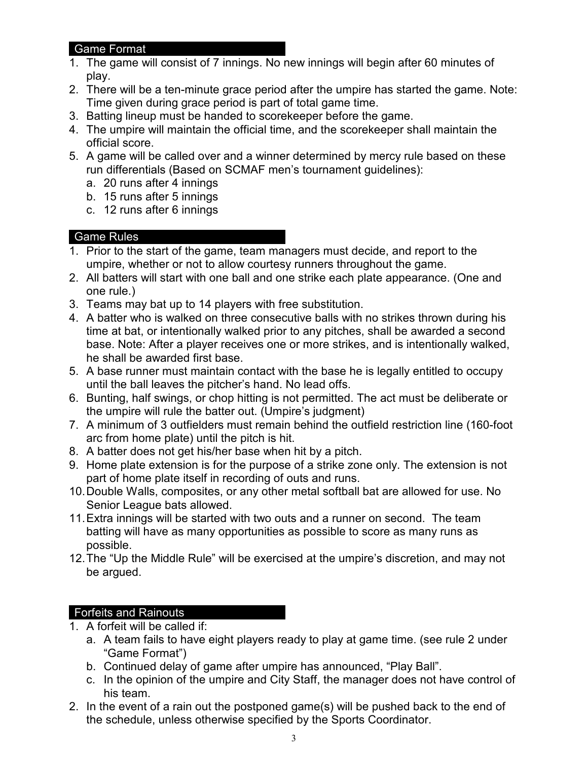## Game Format

1. The game will consist of 7 innings. No new innings will begin after 60 minutes of play.
2. There will be a ten-minute grace period after the umpire has started the game. Note: Time given during grace period is part of total game time.
3. Batting lineup must be handed to scorekeeper before the game.
4. The umpire will maintain the official time, and the scorekeeper shall maintain the official score.
5. A game will be called over and a winner determined by mercy rule based on these run differentials (Based on SCMAF men's tournament guidelines):
   a. 20 runs after 4 innings
   b. 15 runs after 5 innings
   c. 12 runs after 6 innings

## Game Rules

1. Prior to the start of the game, team managers must decide, and report to the umpire, whether or not to allow courtesy runners throughout the game.
2. All batters will start with one ball and one strike each plate appearance. (One and one rule.)
3. Teams may bat up to 14 players with free substitution.
4. A batter who is walked on three consecutive balls with no strikes thrown during his time at bat, or intentionally walked prior to any pitches, shall be awarded a second base. Note: After a player receives one or more strikes, and is intentionally walked, he shall be awarded first base.
5. A base runner must maintain contact with the base he is legally entitled to occupy until the ball leaves the pitcher's hand. No lead offs.
6. Bunting, half swings, or chop hitting is not permitted. The act must be deliberate or the umpire will rule the batter out. (Umpire's judgment)
7. A minimum of 3 outfielders must remain behind the outfield restriction line (160-foot arc from home plate) until the pitch is hit.
8. A batter does not get his/her base when hit by a pitch.
9. Home plate extension is for the purpose of a strike zone only. The extension is not part of home plate itself in recording of outs and runs.
10. Double Walls, composites, or any other metal softball bat are allowed for use. No Senior League bats allowed.
11. Extra innings will be started with two outs and a runner on second. The team batting will have as many opportunities as possible to score as many runs as possible.
12. The "Up the Middle Rule" will be exercised at the umpire's discretion, and may not be argued.

## Forfeits and Rainouts

1. A forfeit will be called if:
   a. A team fails to have eight players ready to play at game time. (see rule 2 under "Game Format")
   b. Continued delay of game after umpire has announced, "Play Ball".
   c. In the opinion of the umpire and City Staff, the manager does not have control of his team.
2. In the event of a rain out the postponed game(s) will be pushed back to the end of the schedule, unless otherwise specified by the Sports Coordinator.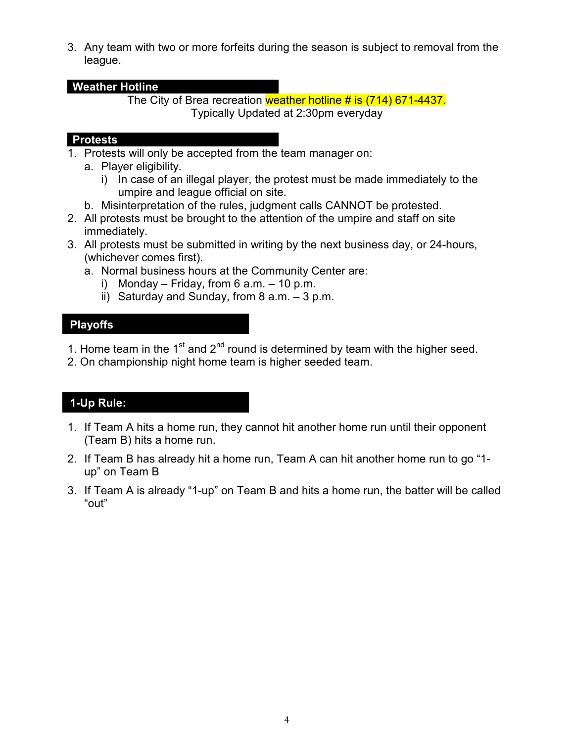3. Any team with two or more forfeits during the season is subject to removal from the league.

## Weather Hotline

The City of Brea recreation weather hotline # is (714) 671-4437.
Typically Updated at 2:30pm everyday

## Protests

1. Protests will only be accepted from the team manager on:
   a. Player eligibility.
      i) In case of an illegal player, the protest must be made immediately to the umpire and league official on site.
   b. Misinterpretation of the rules, judgment calls CANNOT be protested.
2. All protests must be brought to the attention of the umpire and staff on site immediately.
3. All protests must be submitted in writing by the next business day, or 24-hours, (whichever comes first).
   a. Normal business hours at the Community Center are:
      i) Monday – Friday, from 6 a.m. – 10 p.m.
      ii) Saturday and Sunday, from 8 a.m. – 3 p.m.

## Playoffs

1. Home team in the 1st and 2nd round is determined by team with the higher seed.
2. On championship night home team is higher seeded team.

## 1-Up Rule:

1. If Team A hits a home run, they cannot hit another home run until their opponent (Team B) hits a home run.
2. If Team B has already hit a home run, Team A can hit another home run to go "1-up" on Team B
3. If Team A is already "1-up" on Team B and hits a home run, the batter will be called "out"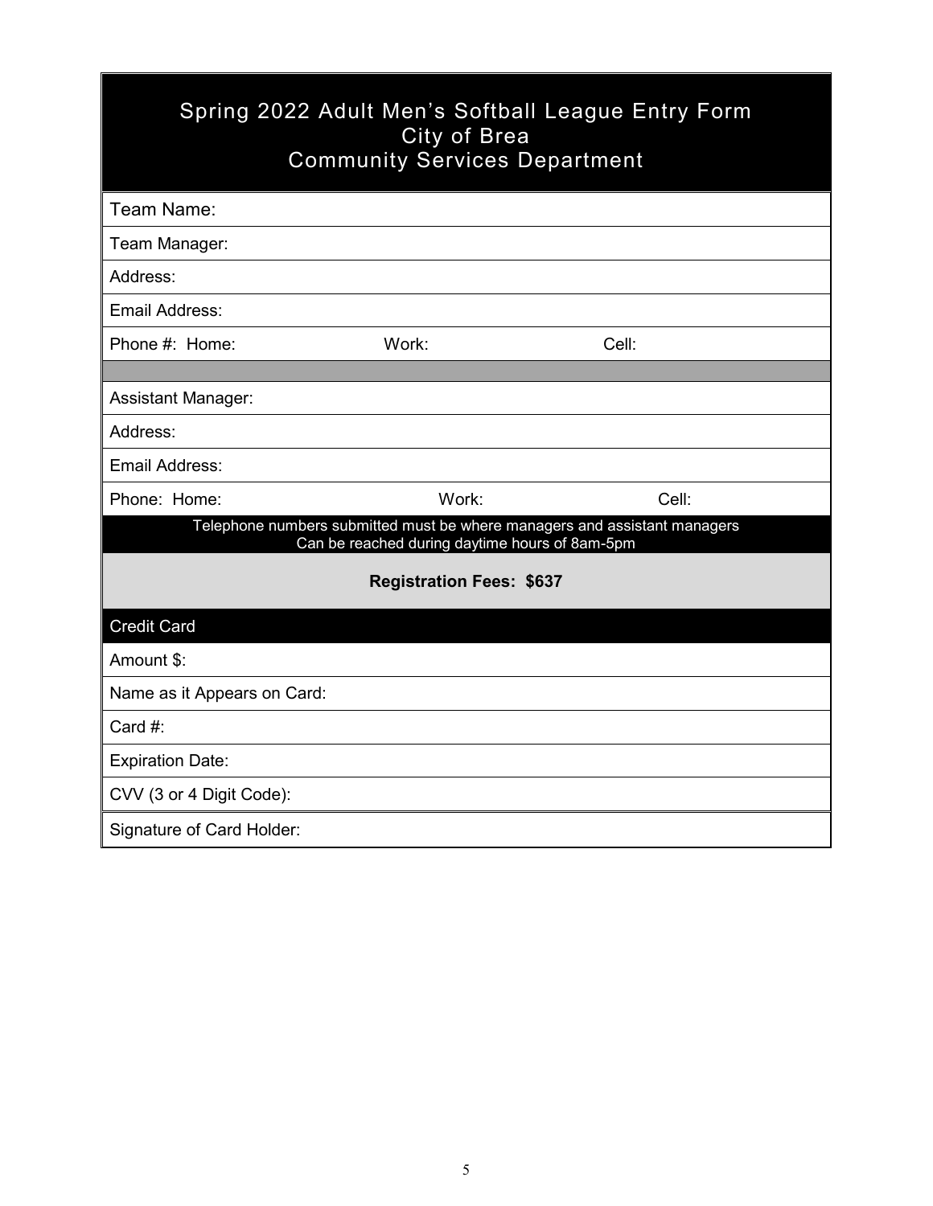# Spring 2022 Adult Men's Softball League Entry Form
## City of Brea
## Community Services Department

| | | |
|---|---|---|
| Team Name: | | |
| Team Manager: | | |
| Address: | | |
| Email Address: | | |
| Phone #: Home: | Work: | Cell: |
| | | |
| Assistant Manager: | | |
| Address: | | |
| Email Address: | | |
| Phone: Home: | Work: | Cell: |

Telephone numbers submitted must be where managers and assistant managers Can be reached during daytime hours of 8am-5pm

**Registration Fees: $637**

| Credit Card |
|---|
| Amount $: |
| Name as it Appears on Card: |
| Card #: |
| Expiration Date: |
| CVV (3 or 4 Digit Code): |
| Signature of Card Holder: |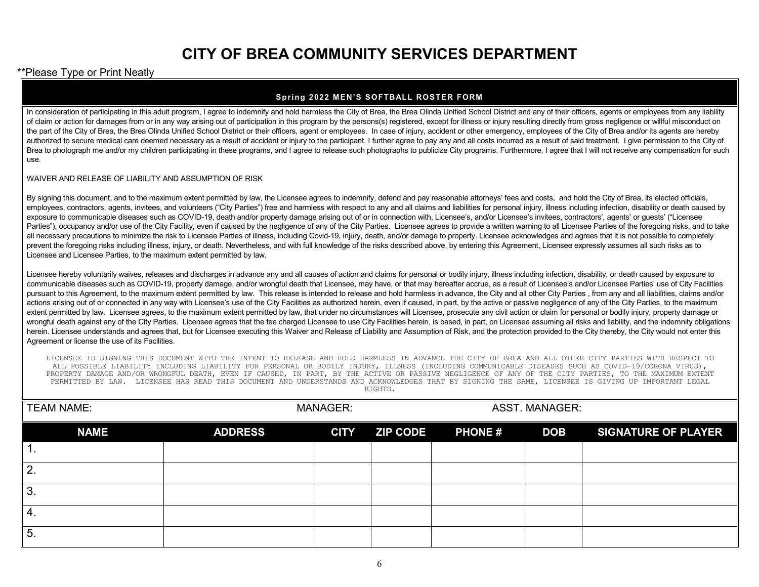# CITY OF BREA COMMUNITY SERVICES DEPARTMENT

**Please Type or Print Neatly

**Spring 2022 MEN'S SOFTBALL ROSTER FORM**

In consideration of participating in this adult program, I agree to indemnify and hold harmless the City of Brea, the Brea Olinda Unified School District and any of their officers, agents or employees from any liability of claim or action for damages from or in any way arising out of participation in this program by the persons(s) registered, except for illness or injury resulting directly from gross negligence or willful misconduct on the part of the City of Brea, the Brea Olinda Unified School District or their officers, agent or employees. In case of injury, accident or other emergency, employees of the City of Brea and/or its agents are hereby authorized to secure medical care deemed necessary as a result of accident or injury to the participant. I further agree to pay any and all costs incurred as a result of said treatment. I give permission to the City of Brea to photograph me and/or my children participating in these programs, and I agree to release such photographs to publicize City programs. Furthermore, I agree that I will not receive any compensation for such use.

WAIVER AND RELEASE OF LIABILITY AND ASSUMPTION OF RISK

By signing this document, and to the maximum extent permitted by law, the Licensee agrees to indemnify, defend and pay reasonable attorneys' fees and costs, and hold the City of Brea, its elected officials, employees, contractors, agents, invitees, and volunteers ("City Parties") free and harmless with respect to any and all claims and liabilities for personal injury, illness including infection, disability or death caused by exposure to communicable diseases such as COVID-19, death and/or property damage arising out of or in connection with, Licensee's, and/or Licensee's invitees, contractors', agents' or guests' ("Licensee Parties"), occupancy and/or use of the City Facility, even if caused by the negligence of any of the City Parties. Licensee agrees to provide a written warning to all Licensee Parties of the foregoing risks, and to take all necessary precautions to minimize the risk to Licensee Parties of illness, including Covid-19, injury, death, and/or damage to property. Licensee acknowledges and agrees that it is not possible to completely prevent the foregoing risks including illness, injury, or death. Nevertheless, and with full knowledge of the risks described above, by entering this Agreement, Licensee expressly assumes all such risks as to Licensee and Licensee Parties, to the maximum extent permitted by law.

Licensee hereby voluntarily waives, releases and discharges in advance any and all causes of action and claims for personal or bodily injury, illness including infection, disability, or death caused by exposure to communicable diseases such as COVID-19, property damage, and/or wrongful death that Licensee, may have, or that may hereafter accrue, as a result of Licensee's and/or Licensee Parties' use of City Facilities pursuant to this Agreement, to the maximum extent permitted by law. This release is intended to release and hold harmless in advance, the City and all other City Parties , from any and all liabilities, claims and/or actions arising out of or connected in any way with Licensee's use of the City Facilities as authorized herein, even if caused, in part, by the active or passive negligence of any of the City Parties, to the maximum extent permitted by law. Licensee agrees, to the maximum extent permitted by law, that under no circumstances will Licensee, prosecute any civil action or claim for personal or bodily injury, property damage or wrongful death against any of the City Parties. Licensee agrees that the fee charged Licensee to use City Facilities herein, is based, in part, on Licensee assuming all risks and liability, and the indemnity obligations herein. Licensee understands and agrees that, but for Licensee executing this Waiver and Release of Liability and Assumption of Risk, and the protection provided to the City thereby, the City would not enter this Agreement or license the use of its Facilities.

LICENSEE IS SIGNING THIS DOCUMENT WITH THE INTENT TO RELEASE AND HOLD HARMLESS IN ADVANCE THE CITY OF BREA AND ALL OTHER CITY PARTIES WITH RESPECT TO ALL POSSIBLE LIABILITY INCLUDING LIABILITY FOR PERSONAL OR BODILY INJURY, ILLNESS (INCLUDING COMMUNICABLE DISEASES SUCH AS COVID-19/CORONA VIRUS), PROPERTY DAMAGE AND/OR WRONGFUL DEATH, EVEN IF CAUSED, IN PART, BY THE ACTIVE OR PASSIVE NEGLIGENCE OF ANY OF THE CITY PARTIES, TO THE MAXIMUM EXTENT PERMITTED BY LAW. LICENSEE HAS READ THIS DOCUMENT AND UNDERSTANDS AND ACKNOWLEDGES THAT BY SIGNING THE SAME, LICENSEE IS GIVING UP IMPORTANT LEGAL RIGHTS.

TEAM NAME: MANAGER: ASST. MANAGER:

| NAME | ADDRESS | CITY | ZIP CODE | PHONE # | DOB | SIGNATURE OF PLAYER |
|---|---|---|---|---|---|---|
| 1. | | | | | | |
| 2. | | | | | | |
| 3. | | | | | | |
| 4. | | | | | | |
| 5. | | | | | | |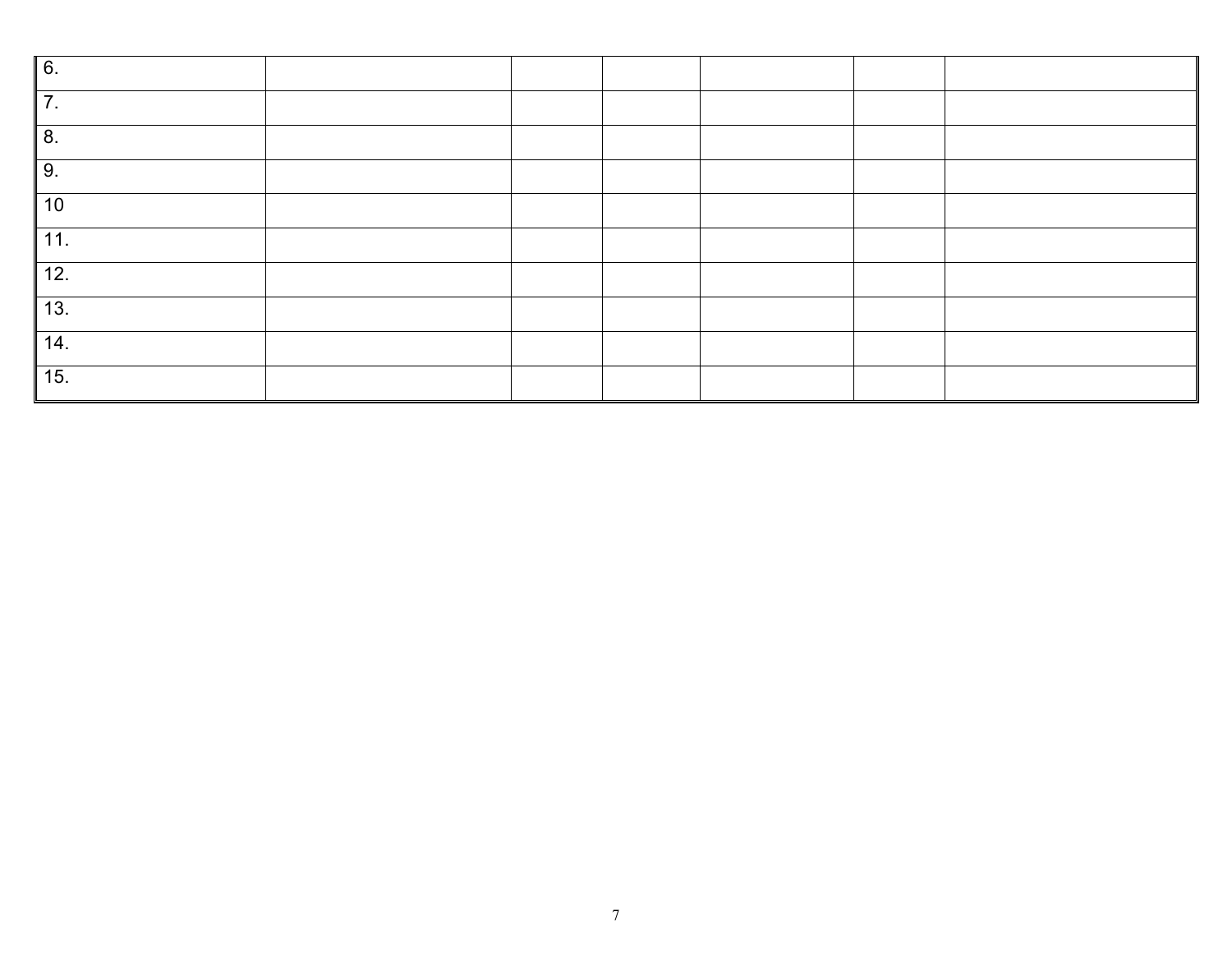| | | | | | | |
|---|---|---|---|---|---|---|
| 6. | | | | | | |
| 7. | | | | | | |
| 8. | | | | | | |
| 9. | | | | | | |
| 10 | | | | | | |
| 11. | | | | | | |
| 12. | | | | | | |
| 13. | | | | | | |
| 14. | | | | | | |
| 15. | | | | | | |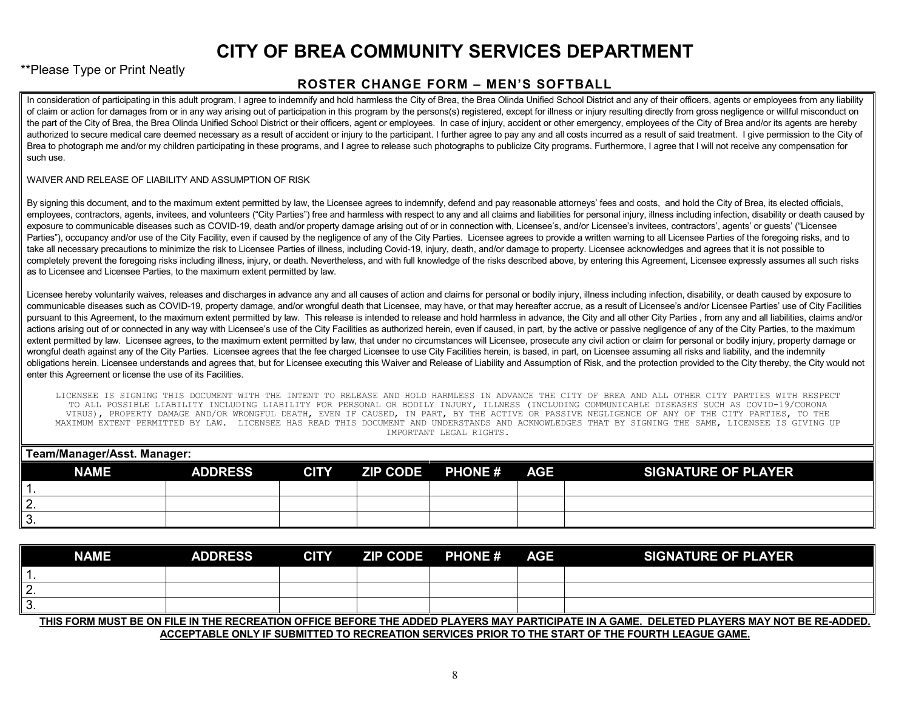# CITY OF BREA COMMUNITY SERVICES DEPARTMENT

**Please Type or Print Neatly

## ROSTER CHANGE FORM – MEN'S SOFTBALL

In consideration of participating in this adult program, I agree to indemnify and hold harmless the City of Brea, the Brea Olinda Unified School District and any of their officers, agents or employees from any liability of claim or action for damages from or in any way arising out of participation in this program by the persons(s) registered, except for illness or injury resulting directly from gross negligence or willful misconduct on the part of the City of Brea, the Brea Olinda Unified School District or their officers, agent or employees. In case of injury, accident or other emergency, employees of the City of Brea and/or its agents are hereby authorized to secure medical care deemed necessary as a result of accident or injury to the participant. I further agree to pay any and all costs incurred as a result of said treatment. I give permission to the City of Brea to photograph me and/or my children participating in these programs, and I agree to release such photographs to publicize City programs. Furthermore, I agree that I will not receive any compensation for such use.

WAIVER AND RELEASE OF LIABILITY AND ASSUMPTION OF RISK

By signing this document, and to the maximum extent permitted by law, the Licensee agrees to indemnify, defend and pay reasonable attorneys' fees and costs, and hold the City of Brea, its elected officials, employees, contractors, agents, invitees, and volunteers ("City Parties") free and harmless with respect to any and all claims and liabilities for personal injury, illness including infection, disability or death caused by exposure to communicable diseases such as COVID-19, death and/or property damage arising out of or in connection with, Licensee's, and/or Licensee's invitees, contractors', agents' or guests' ("Licensee Parties"), occupancy and/or use of the City Facility, even if caused by the negligence of any of the City Parties. Licensee agrees to provide a written warning to all Licensee Parties of the foregoing risks, and to take all necessary precautions to minimize the risk to Licensee Parties of illness, including Covid-19, injury, death, and/or damage to property. Licensee acknowledges and agrees that it is not possible to completely prevent the foregoing risks including illness, injury, or death. Nevertheless, and with full knowledge of the risks described above, by entering this Agreement, Licensee expressly assumes all such risks as to Licensee and Licensee Parties, to the maximum extent permitted by law.

Licensee hereby voluntarily waives, releases and discharges in advance any and all causes of action and claims for personal or bodily injury, illness including infection, disability, or death caused by exposure to communicable diseases such as COVID-19, property damage, and/or wrongful death that Licensee, may have, or that may hereafter accrue, as a result of Licensee's and/or Licensee Parties' use of City Facilities pursuant to this Agreement, to the maximum extent permitted by law. This release is intended to release and hold harmless in advance, the City and all other City Parties , from any and all liabilities, claims and/or actions arising out of or connected in any way with Licensee's use of the City Facilities as authorized herein, even if caused, in part, by the active or passive negligence of any of the City Parties, to the maximum extent permitted by law. Licensee agrees, to the maximum extent permitted by law, that under no circumstances will Licensee, prosecute any civil action or claim for personal or bodily injury, property damage or wrongful death against any of the City Parties. Licensee agrees that the fee charged Licensee to use City Facilities herein, is based, in part, on Licensee assuming all risks and liability, and the indemnity obligations herein. Licensee understands and agrees that, but for Licensee executing this Waiver and Release of Liability and Assumption of Risk, and the protection provided to the City thereby, the City would not enter this Agreement or license the use of its Facilities.

LICENSEE IS SIGNING THIS DOCUMENT WITH THE INTENT TO RELEASE AND HOLD HARMLESS IN ADVANCE THE CITY OF BREA AND ALL OTHER CITY PARTIES WITH RESPECT TO ALL POSSIBLE LIABILITY INCLUDING LIABILITY FOR PERSONAL OR BODILY INJURY, ILLNESS (INCLUDING COMMUNICABLE DISEASES SUCH AS COVID-19/CORONA VIRUS), PROPERTY DAMAGE AND/OR WRONGFUL DEATH, EVEN IF CAUSED, IN PART, BY THE ACTIVE OR PASSIVE NEGLIGENCE OF ANY OF THE CITY PARTIES, TO THE MAXIMUM EXTENT PERMITTED BY LAW. LICENSEE HAS READ THIS DOCUMENT AND UNDERSTANDS AND ACKNOWLEDGES THAT BY SIGNING THE SAME, LICENSEE IS GIVING UP IMPORTANT LEGAL RIGHTS.

**Team/Manager/Asst. Manager:**

| NAME | ADDRESS | CITY | ZIP CODE | PHONE # | AGE | SIGNATURE OF PLAYER |
|---|---|---|---|---|---|---|
| 1. | | | | | | |
| 2. | | | | | | |
| 3. | | | | | | |

| NAME | ADDRESS | CITY | ZIP CODE | PHONE # | AGE | SIGNATURE OF PLAYER |
|---|---|---|---|---|---|---|
| 1. | | | | | | |
| 2. | | | | | | |
| 3. | | | | | | |

**THIS FORM MUST BE ON FILE IN THE RECREATION OFFICE BEFORE THE ADDED PLAYERS MAY PARTICIPATE IN A GAME. DELETED PLAYERS MAY NOT BE RE-ADDED. ACCEPTABLE ONLY IF SUBMITTED TO RECREATION SERVICES PRIOR TO THE START OF THE FOURTH LEAGUE GAME.**